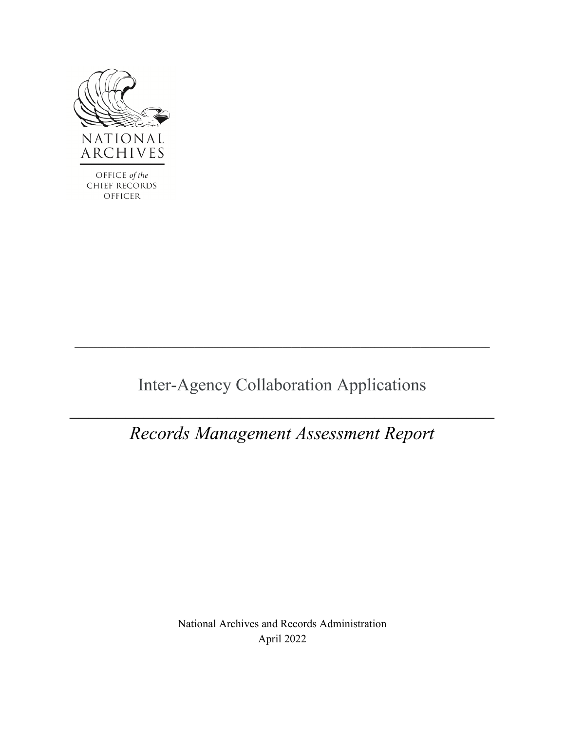NATIONAL ARCHIVES

OFFICE *of the* CHIEF RECORDS OFFICER

---

# Inter-Agency Collaboration Applications

---

## *Records Management Assessment Report*

National Archives and Records Administration
April 2022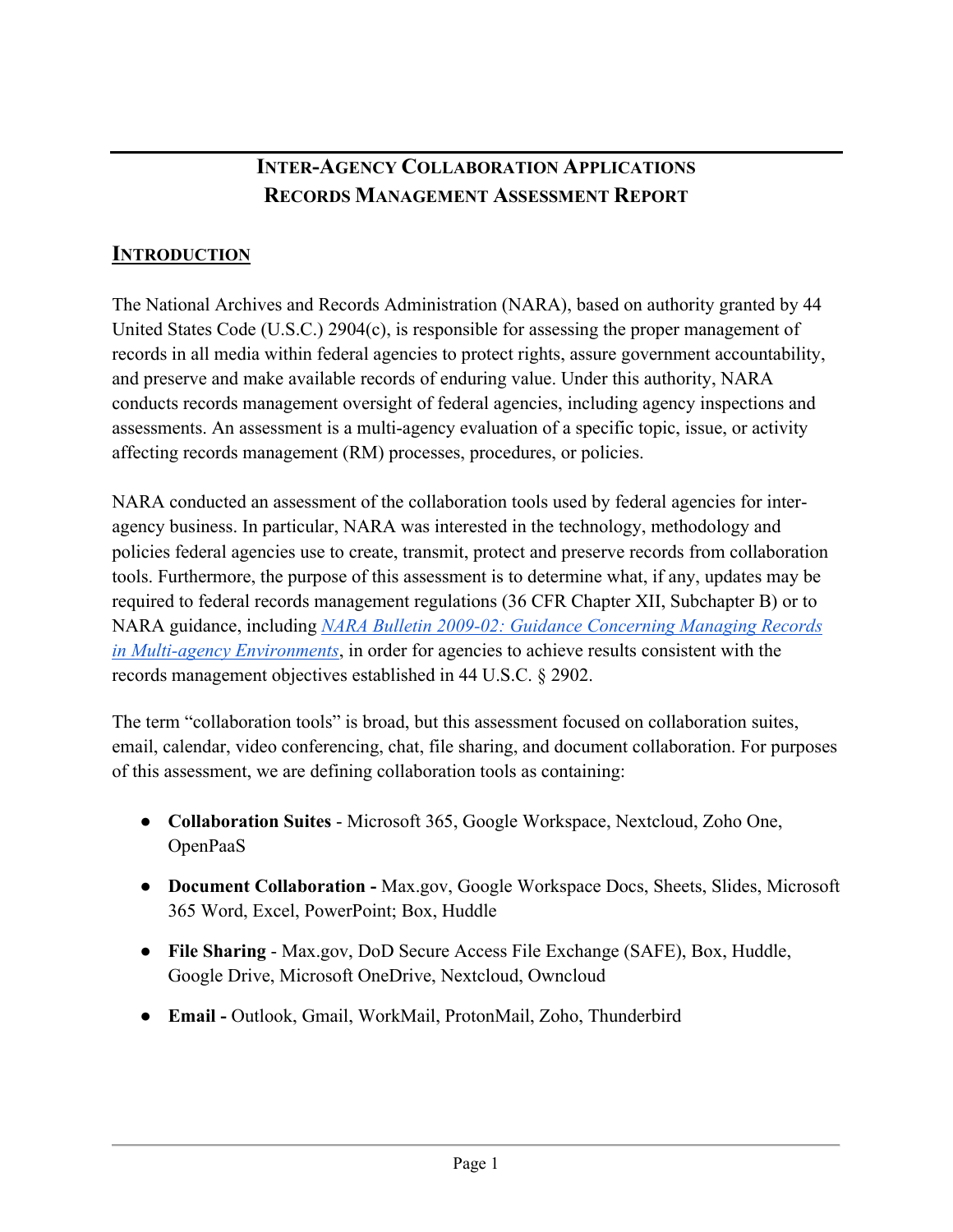# Inter-Agency Collaboration Applications Records Management Assessment Report

## Introduction

The National Archives and Records Administration (NARA), based on authority granted by 44 United States Code (U.S.C.) 2904(c), is responsible for assessing the proper management of records in all media within federal agencies to protect rights, assure government accountability, and preserve and make available records of enduring value. Under this authority, NARA conducts records management oversight of federal agencies, including agency inspections and assessments. An assessment is a multi-agency evaluation of a specific topic, issue, or activity affecting records management (RM) processes, procedures, or policies.

NARA conducted an assessment of the collaboration tools used by federal agencies for inter-agency business. In particular, NARA was interested in the technology, methodology and policies federal agencies use to create, transmit, protect and preserve records from collaboration tools. Furthermore, the purpose of this assessment is to determine what, if any, updates may be required to federal records management regulations (36 CFR Chapter XII, Subchapter B) or to NARA guidance, including *NARA Bulletin 2009-02: Guidance Concerning Managing Records in Multi-agency Environments*, in order for agencies to achieve results consistent with the records management objectives established in 44 U.S.C. § 2902.

The term "collaboration tools" is broad, but this assessment focused on collaboration suites, email, calendar, video conferencing, chat, file sharing, and document collaboration. For purposes of this assessment, we are defining collaboration tools as containing:

- **Collaboration Suites** - Microsoft 365, Google Workspace, Nextcloud, Zoho One, OpenPaaS
- **Document Collaboration -** Max.gov, Google Workspace Docs, Sheets, Slides, Microsoft 365 Word, Excel, PowerPoint; Box, Huddle
- **File Sharing** - Max.gov, DoD Secure Access File Exchange (SAFE), Box, Huddle, Google Drive, Microsoft OneDrive, Nextcloud, Owncloud
- **Email -** Outlook, Gmail, WorkMail, ProtonMail, Zoho, Thunderbird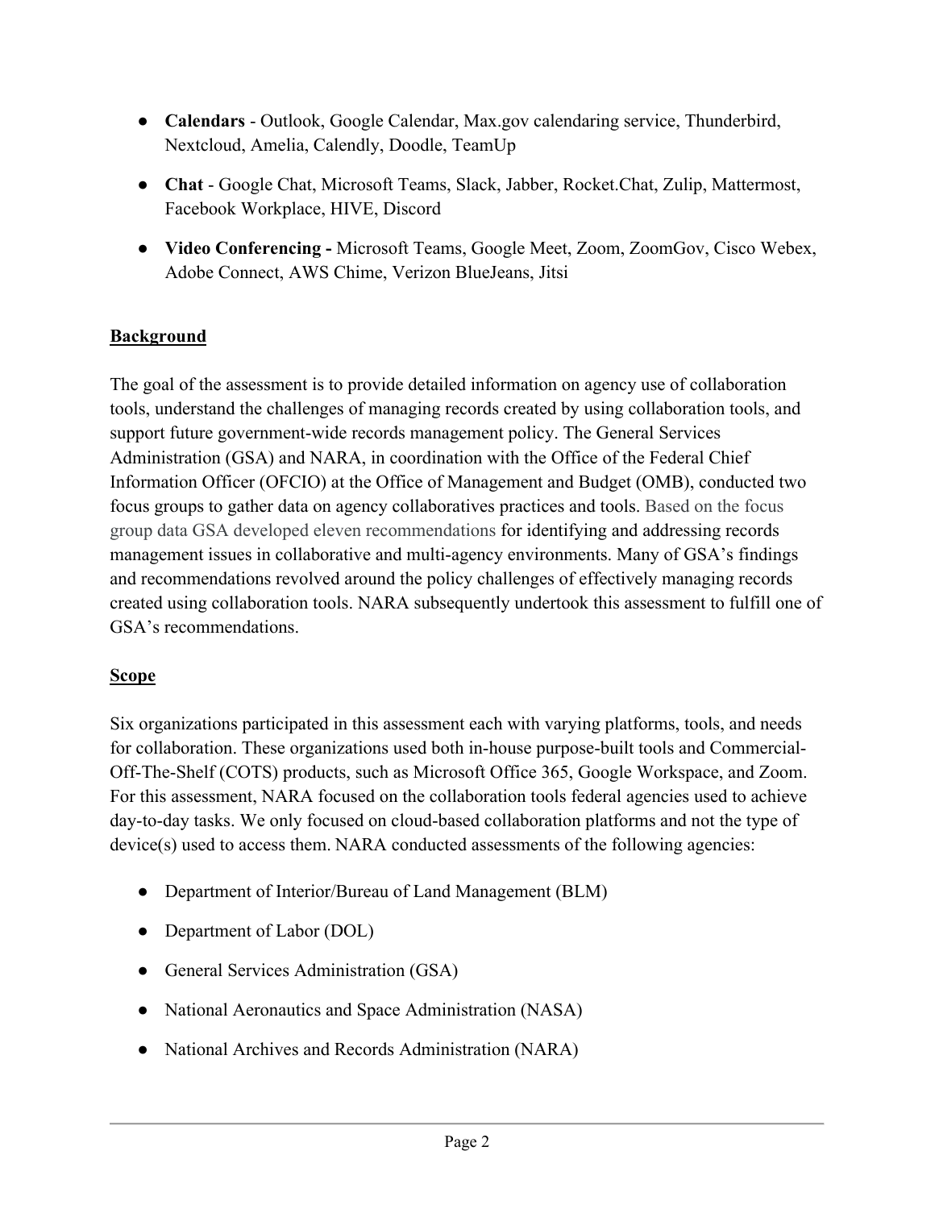- **Calendars** - Outlook, Google Calendar, Max.gov calendaring service, Thunderbird, Nextcloud, Amelia, Calendly, Doodle, TeamUp
- **Chat** - Google Chat, Microsoft Teams, Slack, Jabber, Rocket.Chat, Zulip, Mattermost, Facebook Workplace, HIVE, Discord
- **Video Conferencing -** Microsoft Teams, Google Meet, Zoom, ZoomGov, Cisco Webex, Adobe Connect, AWS Chime, Verizon BlueJeans, Jitsi

## Background

The goal of the assessment is to provide detailed information on agency use of collaboration tools, understand the challenges of managing records created by using collaboration tools, and support future government-wide records management policy. The General Services Administration (GSA) and NARA, in coordination with the Office of the Federal Chief Information Officer (OFCIO) at the Office of Management and Budget (OMB), conducted two focus groups to gather data on agency collaboratives practices and tools. Based on the focus group data GSA developed eleven recommendations for identifying and addressing records management issues in collaborative and multi-agency environments. Many of GSA's findings and recommendations revolved around the policy challenges of effectively managing records created using collaboration tools. NARA subsequently undertook this assessment to fulfill one of GSA's recommendations.

## Scope

Six organizations participated in this assessment each with varying platforms, tools, and needs for collaboration. These organizations used both in-house purpose-built tools and Commercial-Off-The-Shelf (COTS) products, such as Microsoft Office 365, Google Workspace, and Zoom. For this assessment, NARA focused on the collaboration tools federal agencies used to achieve day-to-day tasks. We only focused on cloud-based collaboration platforms and not the type of device(s) used to access them. NARA conducted assessments of the following agencies:

- Department of Interior/Bureau of Land Management (BLM)
- Department of Labor (DOL)
- General Services Administration (GSA)
- National Aeronautics and Space Administration (NASA)
- National Archives and Records Administration (NARA)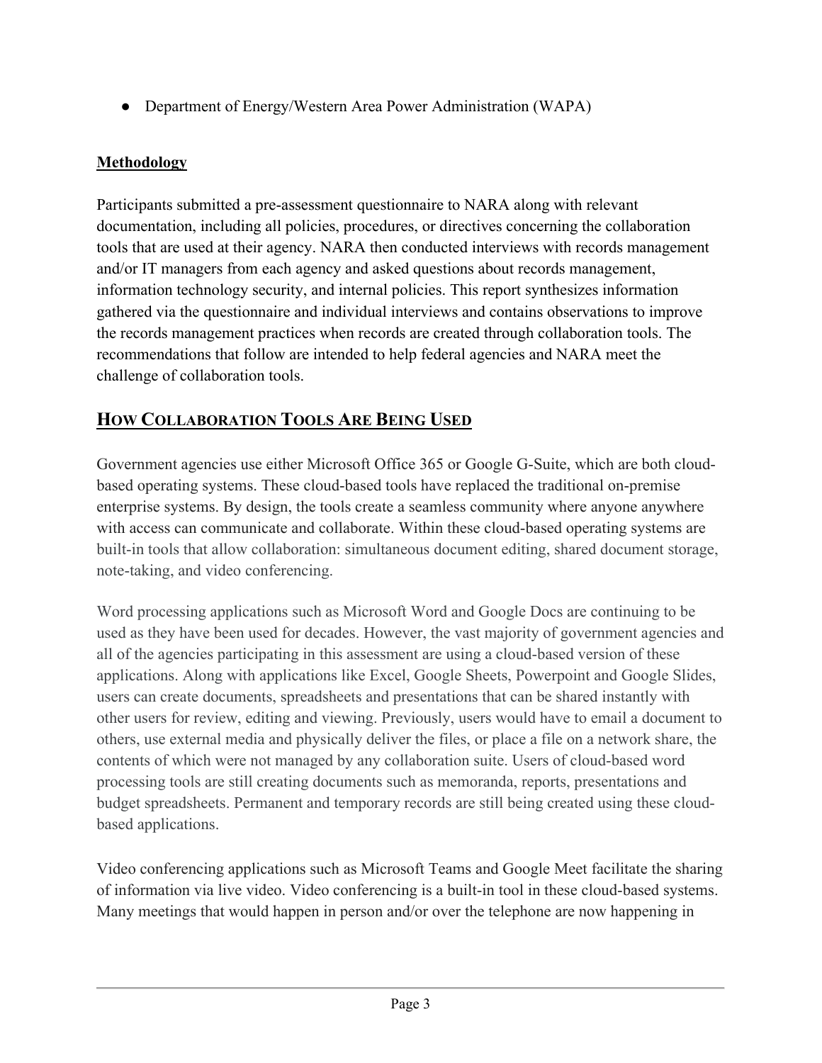- Department of Energy/Western Area Power Administration (WAPA)

**Methodology**

Participants submitted a pre-assessment questionnaire to NARA along with relevant documentation, including all policies, procedures, or directives concerning the collaboration tools that are used at their agency. NARA then conducted interviews with records management and/or IT managers from each agency and asked questions about records management, information technology security, and internal policies. This report synthesizes information gathered via the questionnaire and individual interviews and contains observations to improve the records management practices when records are created through collaboration tools. The recommendations that follow are intended to help federal agencies and NARA meet the challenge of collaboration tools.

## HOW COLLABORATION TOOLS ARE BEING USED

Government agencies use either Microsoft Office 365 or Google G-Suite, which are both cloud-based operating systems. These cloud-based tools have replaced the traditional on-premise enterprise systems. By design, the tools create a seamless community where anyone anywhere with access can communicate and collaborate. Within these cloud-based operating systems are built-in tools that allow collaboration: simultaneous document editing, shared document storage, note-taking, and video conferencing.

Word processing applications such as Microsoft Word and Google Docs are continuing to be used as they have been used for decades. However, the vast majority of government agencies and all of the agencies participating in this assessment are using a cloud-based version of these applications. Along with applications like Excel, Google Sheets, Powerpoint and Google Slides, users can create documents, spreadsheets and presentations that can be shared instantly with other users for review, editing and viewing. Previously, users would have to email a document to others, use external media and physically deliver the files, or place a file on a network share, the contents of which were not managed by any collaboration suite. Users of cloud-based word processing tools are still creating documents such as memoranda, reports, presentations and budget spreadsheets. Permanent and temporary records are still being created using these cloud-based applications.

Video conferencing applications such as Microsoft Teams and Google Meet facilitate the sharing of information via live video. Video conferencing is a built-in tool in these cloud-based systems. Many meetings that would happen in person and/or over the telephone are now happening in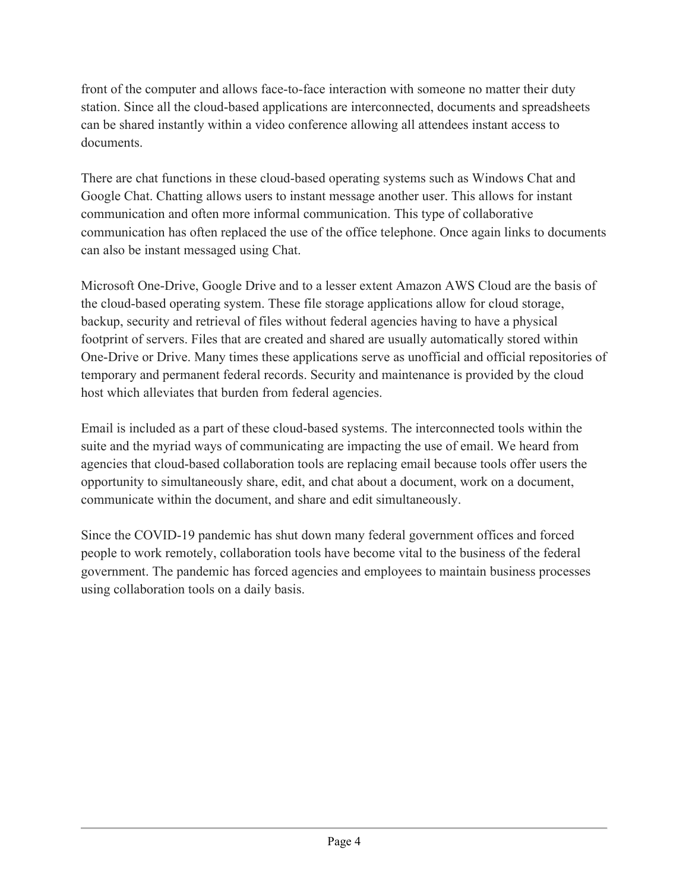front of the computer and allows face-to-face interaction with someone no matter their duty station. Since all the cloud-based applications are interconnected, documents and spreadsheets can be shared instantly within a video conference allowing all attendees instant access to documents.

There are chat functions in these cloud-based operating systems such as Windows Chat and Google Chat. Chatting allows users to instant message another user. This allows for instant communication and often more informal communication. This type of collaborative communication has often replaced the use of the office telephone. Once again links to documents can also be instant messaged using Chat.

Microsoft One-Drive, Google Drive and to a lesser extent Amazon AWS Cloud are the basis of the cloud-based operating system. These file storage applications allow for cloud storage, backup, security and retrieval of files without federal agencies having to have a physical footprint of servers. Files that are created and shared are usually automatically stored within One-Drive or Drive. Many times these applications serve as unofficial and official repositories of temporary and permanent federal records. Security and maintenance is provided by the cloud host which alleviates that burden from federal agencies.

Email is included as a part of these cloud-based systems. The interconnected tools within the suite and the myriad ways of communicating are impacting the use of email. We heard from agencies that cloud-based collaboration tools are replacing email because tools offer users the opportunity to simultaneously share, edit, and chat about a document, work on a document, communicate within the document, and share and edit simultaneously.

Since the COVID-19 pandemic has shut down many federal government offices and forced people to work remotely, collaboration tools have become vital to the business of the federal government. The pandemic has forced agencies and employees to maintain business processes using collaboration tools on a daily basis.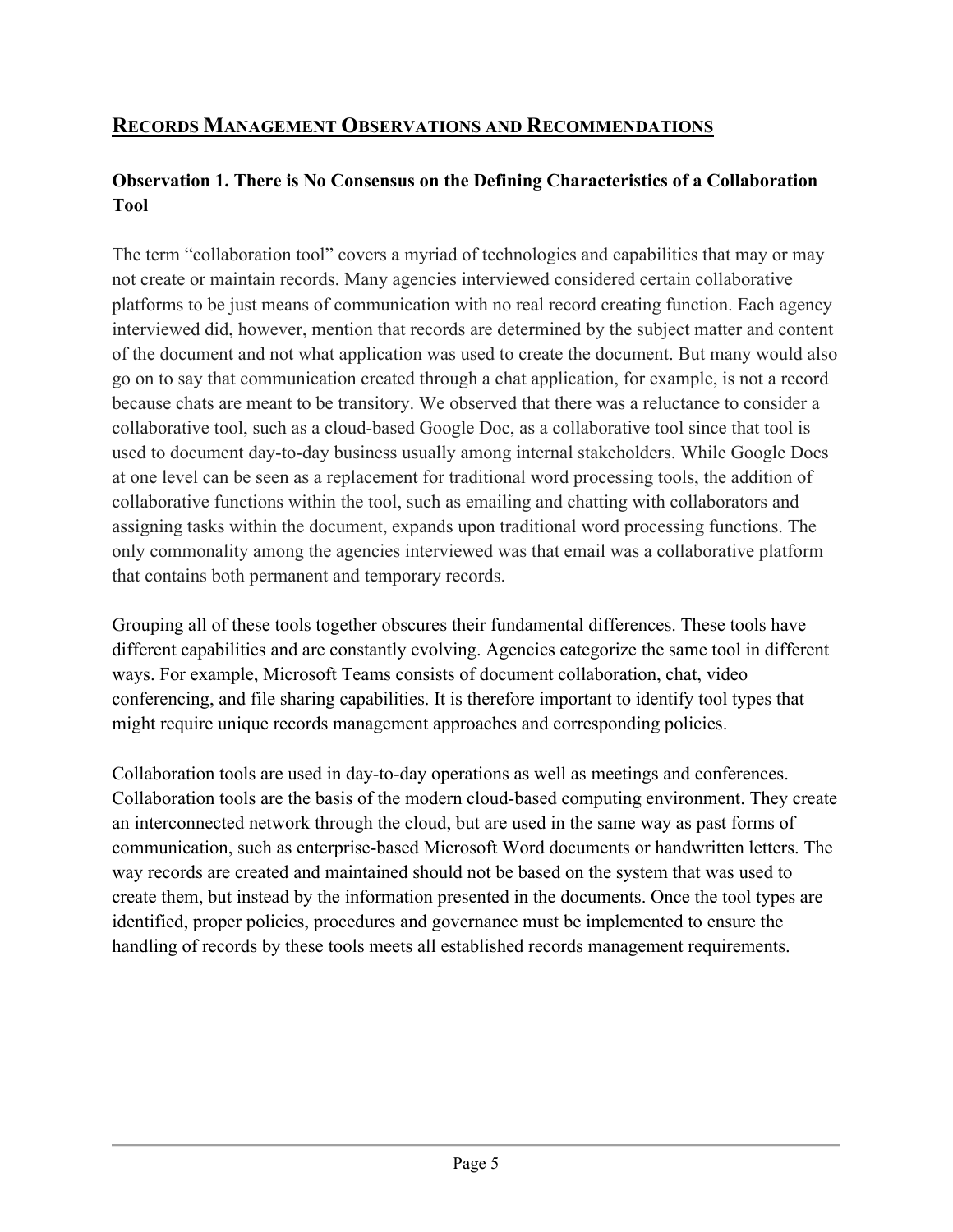## RECORDS MANAGEMENT OBSERVATIONS AND RECOMMENDATIONS

### Observation 1. There is No Consensus on the Defining Characteristics of a Collaboration Tool

The term "collaboration tool" covers a myriad of technologies and capabilities that may or may not create or maintain records. Many agencies interviewed considered certain collaborative platforms to be just means of communication with no real record creating function. Each agency interviewed did, however, mention that records are determined by the subject matter and content of the document and not what application was used to create the document. But many would also go on to say that communication created through a chat application, for example, is not a record because chats are meant to be transitory. We observed that there was a reluctance to consider a collaborative tool, such as a cloud-based Google Doc, as a collaborative tool since that tool is used to document day-to-day business usually among internal stakeholders. While Google Docs at one level can be seen as a replacement for traditional word processing tools, the addition of collaborative functions within the tool, such as emailing and chatting with collaborators and assigning tasks within the document, expands upon traditional word processing functions. The only commonality among the agencies interviewed was that email was a collaborative platform that contains both permanent and temporary records.

Grouping all of these tools together obscures their fundamental differences. These tools have different capabilities and are constantly evolving. Agencies categorize the same tool in different ways. For example, Microsoft Teams consists of document collaboration, chat, video conferencing, and file sharing capabilities. It is therefore important to identify tool types that might require unique records management approaches and corresponding policies.

Collaboration tools are used in day-to-day operations as well as meetings and conferences. Collaboration tools are the basis of the modern cloud-based computing environment. They create an interconnected network through the cloud, but are used in the same way as past forms of communication, such as enterprise-based Microsoft Word documents or handwritten letters. The way records are created and maintained should not be based on the system that was used to create them, but instead by the information presented in the documents. Once the tool types are identified, proper policies, procedures and governance must be implemented to ensure the handling of records by these tools meets all established records management requirements.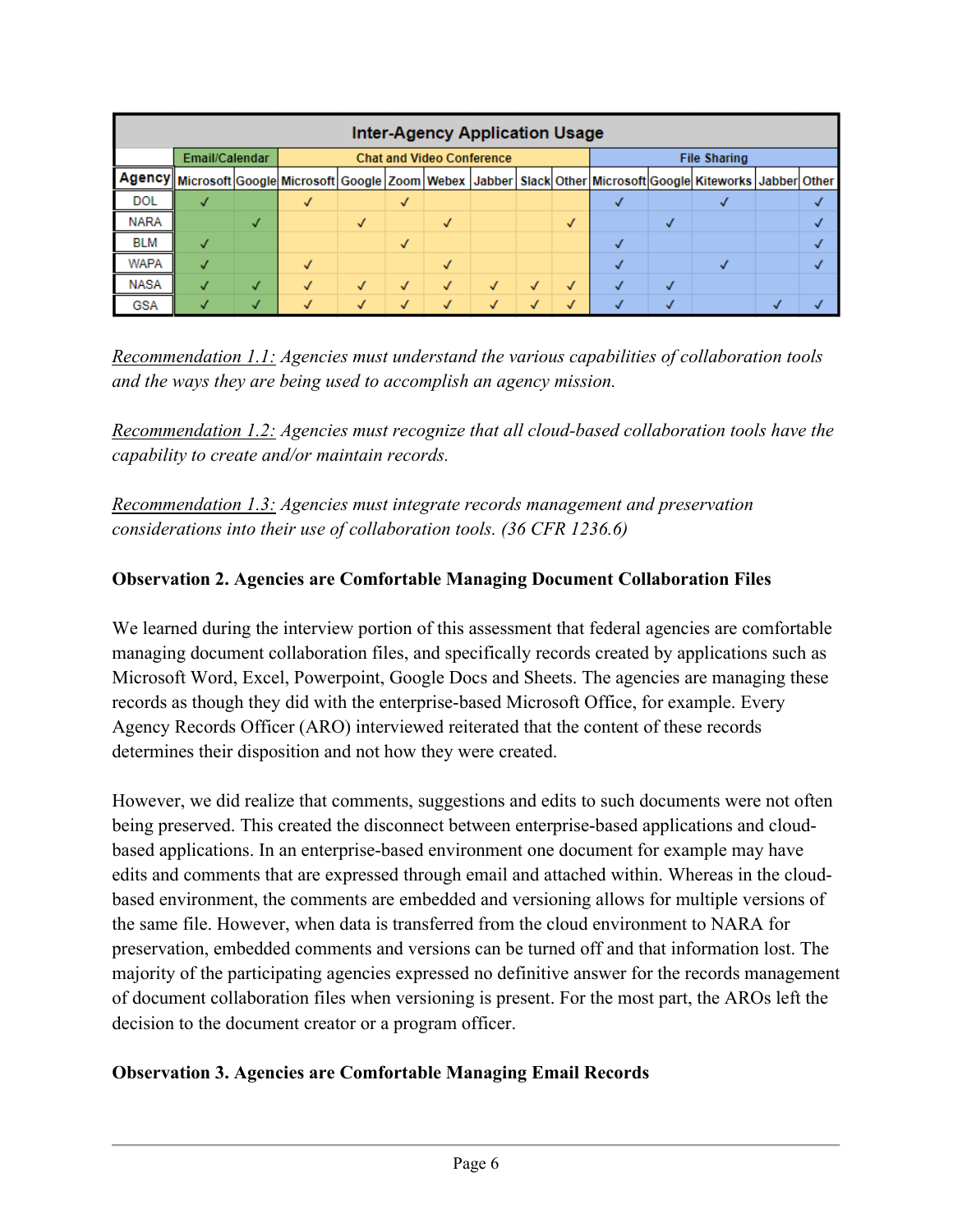| Inter-Agency Application Usage | | | | | | | | | | | | | | | |
|---|---|---|---|---|---|---|---|---|---|---|---|---|---|---|---|
| | Email/Calendar | | Chat and Video Conference | | | | | | | File Sharing | | | | | |
| Agency | Microsoft | Google | Microsoft | Google | Zoom | Webex | Jabber | Slack | Other | Microsoft | Google | Kiteworks | Jabber | Other | |
| DOL | ✓ | | ✓ | | ✓ | | | | | ✓ | | ✓ | | ✓ | |
| NARA | | ✓ | | ✓ | | ✓ | | | ✓ | | ✓ | | | ✓ | |
| BLM | ✓ | | | | ✓ | | | | | ✓ | | | | ✓ | |
| WAPA | ✓ | | ✓ | | | ✓ | | | | ✓ | | ✓ | | ✓ | |
| NASA | ✓ | ✓ | ✓ | ✓ | ✓ | ✓ | ✓ | ✓ | ✓ | ✓ | ✓ | | | | |
| GSA | ✓ | ✓ | ✓ | ✓ | ✓ | ✓ | ✓ | ✓ | ✓ | ✓ | ✓ | | ✓ | ✓ | |

*Recommendation 1.1:* *Agencies must understand the various capabilities of collaboration tools and the ways they are being used to accomplish an agency mission.*

*Recommendation 1.2:* *Agencies must recognize that all cloud-based collaboration tools have the capability to create and/or maintain records.*

*Recommendation 1.3:* *Agencies must integrate records management and preservation considerations into their use of collaboration tools. (36 CFR 1236.6)*

**Observation 2. Agencies are Comfortable Managing Document Collaboration Files**

We learned during the interview portion of this assessment that federal agencies are comfortable managing document collaboration files, and specifically records created by applications such as Microsoft Word, Excel, Powerpoint, Google Docs and Sheets. The agencies are managing these records as though they did with the enterprise-based Microsoft Office, for example. Every Agency Records Officer (ARO) interviewed reiterated that the content of these records determines their disposition and not how they were created.

However, we did realize that comments, suggestions and edits to such documents were not often being preserved. This created the disconnect between enterprise-based applications and cloud-based applications. In an enterprise-based environment one document for example may have edits and comments that are expressed through email and attached within. Whereas in the cloud-based environment, the comments are embedded and versioning allows for multiple versions of the same file. However, when data is transferred from the cloud environment to NARA for preservation, embedded comments and versions can be turned off and that information lost. The majority of the participating agencies expressed no definitive answer for the records management of document collaboration files when versioning is present. For the most part, the AROs left the decision to the document creator or a program officer.

**Observation 3. Agencies are Comfortable Managing Email Records**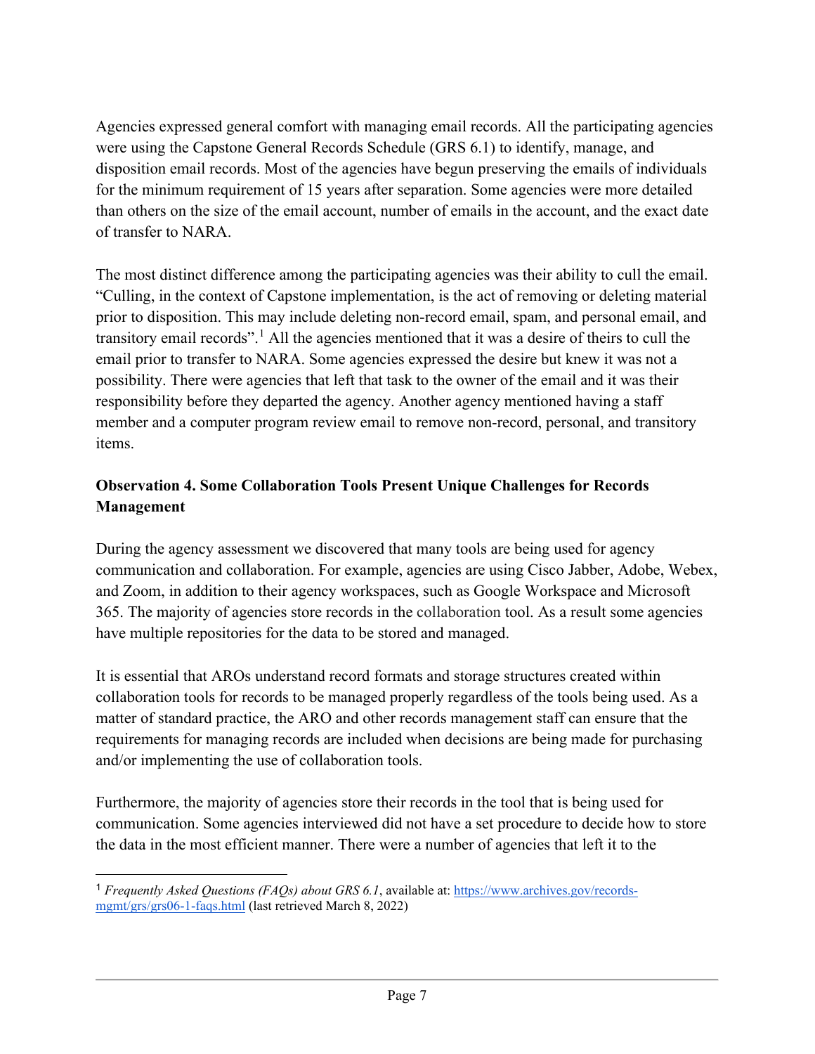Agencies expressed general comfort with managing email records. All the participating agencies were using the Capstone General Records Schedule (GRS 6.1) to identify, manage, and disposition email records. Most of the agencies have begun preserving the emails of individuals for the minimum requirement of 15 years after separation. Some agencies were more detailed than others on the size of the email account, number of emails in the account, and the exact date of transfer to NARA.

The most distinct difference among the participating agencies was their ability to cull the email. "Culling, in the context of Capstone implementation, is the act of removing or deleting material prior to disposition. This may include deleting non-record email, spam, and personal email, and transitory email records".[1] All the agencies mentioned that it was a desire of theirs to cull the email prior to transfer to NARA. Some agencies expressed the desire but knew it was not a possibility. There were agencies that left that task to the owner of the email and it was their responsibility before they departed the agency. Another agency mentioned having a staff member and a computer program review email to remove non-record, personal, and transitory items.

### Observation 4. Some Collaboration Tools Present Unique Challenges for Records Management

During the agency assessment we discovered that many tools are being used for agency communication and collaboration. For example, agencies are using Cisco Jabber, Adobe, Webex, and Zoom, in addition to their agency workspaces, such as Google Workspace and Microsoft 365. The majority of agencies store records in the collaboration tool. As a result some agencies have multiple repositories for the data to be stored and managed.

It is essential that AROs understand record formats and storage structures created within collaboration tools for records to be managed properly regardless of the tools being used. As a matter of standard practice, the ARO and other records management staff can ensure that the requirements for managing records are included when decisions are being made for purchasing and/or implementing the use of collaboration tools.

Furthermore, the majority of agencies store their records in the tool that is being used for communication. Some agencies interviewed did not have a set procedure to decide how to store the data in the most efficient manner. There were a number of agencies that left it to the

---

[1] *Frequently Asked Questions (FAQs) about GRS 6.1*, available at: https://www.archives.gov/records-mgmt/grs/grs06-1-faqs.html (last retrieved March 8, 2022)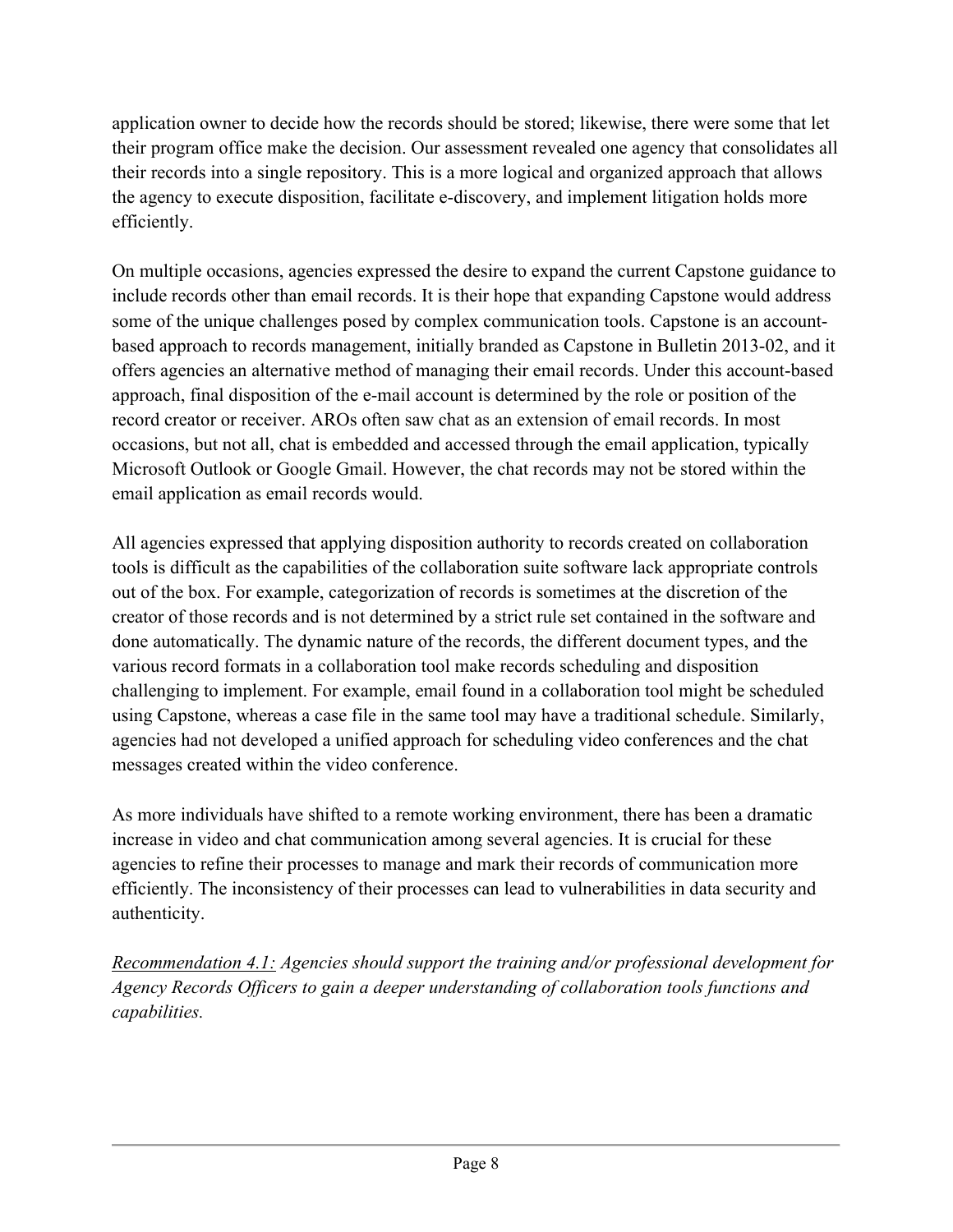application owner to decide how the records should be stored; likewise, there were some that let their program office make the decision. Our assessment revealed one agency that consolidates all their records into a single repository. This is a more logical and organized approach that allows the agency to execute disposition, facilitate e-discovery, and implement litigation holds more efficiently.

On multiple occasions, agencies expressed the desire to expand the current Capstone guidance to include records other than email records. It is their hope that expanding Capstone would address some of the unique challenges posed by complex communication tools. Capstone is an account-based approach to records management, initially branded as Capstone in Bulletin 2013-02, and it offers agencies an alternative method of managing their email records. Under this account-based approach, final disposition of the e-mail account is determined by the role or position of the record creator or receiver. AROs often saw chat as an extension of email records. In most occasions, but not all, chat is embedded and accessed through the email application, typically Microsoft Outlook or Google Gmail. However, the chat records may not be stored within the email application as email records would.

All agencies expressed that applying disposition authority to records created on collaboration tools is difficult as the capabilities of the collaboration suite software lack appropriate controls out of the box. For example, categorization of records is sometimes at the discretion of the creator of those records and is not determined by a strict rule set contained in the software and done automatically. The dynamic nature of the records, the different document types, and the various record formats in a collaboration tool make records scheduling and disposition challenging to implement. For example, email found in a collaboration tool might be scheduled using Capstone, whereas a case file in the same tool may have a traditional schedule. Similarly, agencies had not developed a unified approach for scheduling video conferences and the chat messages created within the video conference.

As more individuals have shifted to a remote working environment, there has been a dramatic increase in video and chat communication among several agencies. It is crucial for these agencies to refine their processes to manage and mark their records of communication more efficiently. The inconsistency of their processes can lead to vulnerabilities in data security and authenticity.

<u>Recommendation 4.1:</u> *Agencies should support the training and/or professional development for Agency Records Officers to gain a deeper understanding of collaboration tools functions and capabilities.*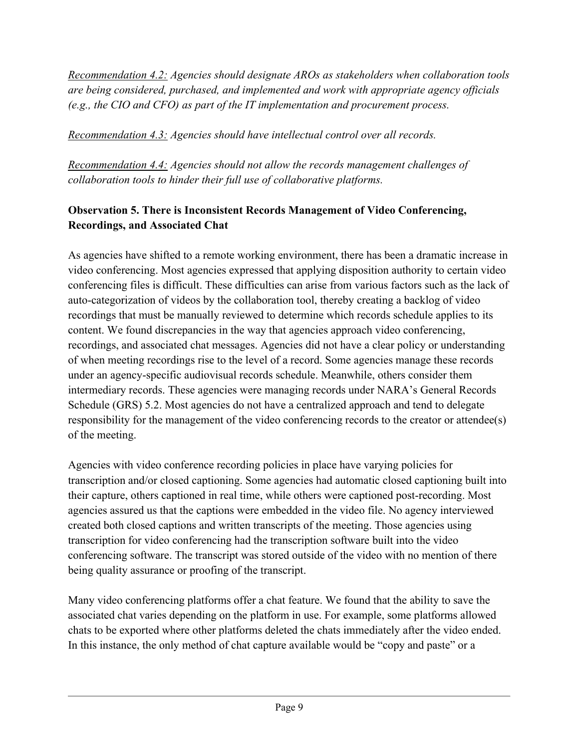*Recommendation 4.2: Agencies should designate AROs as stakeholders when collaboration tools are being considered, purchased, and implemented and work with appropriate agency officials (e.g., the CIO and CFO) as part of the IT implementation and procurement process.*

*Recommendation 4.3: Agencies should have intellectual control over all records.*

*Recommendation 4.4: Agencies should not allow the records management challenges of collaboration tools to hinder their full use of collaborative platforms.*

### Observation 5. There is Inconsistent Records Management of Video Conferencing, Recordings, and Associated Chat

As agencies have shifted to a remote working environment, there has been a dramatic increase in video conferencing. Most agencies expressed that applying disposition authority to certain video conferencing files is difficult. These difficulties can arise from various factors such as the lack of auto-categorization of videos by the collaboration tool, thereby creating a backlog of video recordings that must be manually reviewed to determine which records schedule applies to its content. We found discrepancies in the way that agencies approach video conferencing, recordings, and associated chat messages. Agencies did not have a clear policy or understanding of when meeting recordings rise to the level of a record. Some agencies manage these records under an agency-specific audiovisual records schedule. Meanwhile, others consider them intermediary records. These agencies were managing records under NARA's General Records Schedule (GRS) 5.2. Most agencies do not have a centralized approach and tend to delegate responsibility for the management of the video conferencing records to the creator or attendee(s) of the meeting.

Agencies with video conference recording policies in place have varying policies for transcription and/or closed captioning. Some agencies had automatic closed captioning built into their capture, others captioned in real time, while others were captioned post-recording. Most agencies assured us that the captions were embedded in the video file. No agency interviewed created both closed captions and written transcripts of the meeting. Those agencies using transcription for video conferencing had the transcription software built into the video conferencing software. The transcript was stored outside of the video with no mention of there being quality assurance or proofing of the transcript.

Many video conferencing platforms offer a chat feature. We found that the ability to save the associated chat varies depending on the platform in use. For example, some platforms allowed chats to be exported where other platforms deleted the chats immediately after the video ended. In this instance, the only method of chat capture available would be "copy and paste" or a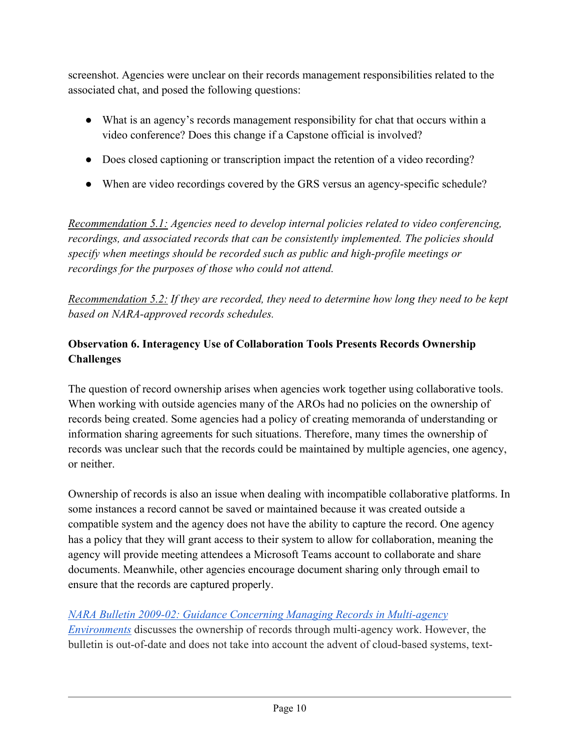screenshot. Agencies were unclear on their records management responsibilities related to the associated chat, and posed the following questions:

- What is an agency's records management responsibility for chat that occurs within a video conference? Does this change if a Capstone official is involved?
- Does closed captioning or transcription impact the retention of a video recording?
- When are video recordings covered by the GRS versus an agency-specific schedule?

*<u>Recommendation 5.1:</u> Agencies need to develop internal policies related to video conferencing, recordings, and associated records that can be consistently implemented. The policies should specify when meetings should be recorded such as public and high-profile meetings or recordings for the purposes of those who could not attend.*

*<u>Recommendation 5.2:</u> If they are recorded, they need to determine how long they need to be kept based on NARA-approved records schedules.*

**Observation 6. Interagency Use of Collaboration Tools Presents Records Ownership Challenges**

The question of record ownership arises when agencies work together using collaborative tools. When working with outside agencies many of the AROs had no policies on the ownership of records being created. Some agencies had a policy of creating memoranda of understanding or information sharing agreements for such situations. Therefore, many times the ownership of records was unclear such that the records could be maintained by multiple agencies, one agency, or neither.

Ownership of records is also an issue when dealing with incompatible collaborative platforms. In some instances a record cannot be saved or maintained because it was created outside a compatible system and the agency does not have the ability to capture the record. One agency has a policy that they will grant access to their system to allow for collaboration, meaning the agency will provide meeting attendees a Microsoft Teams account to collaborate and share documents. Meanwhile, other agencies encourage document sharing only through email to ensure that the records are captured properly.

*NARA Bulletin 2009-02: Guidance Concerning Managing Records in Multi-agency Environments* discusses the ownership of records through multi-agency work. However, the bulletin is out-of-date and does not take into account the advent of cloud-based systems, text-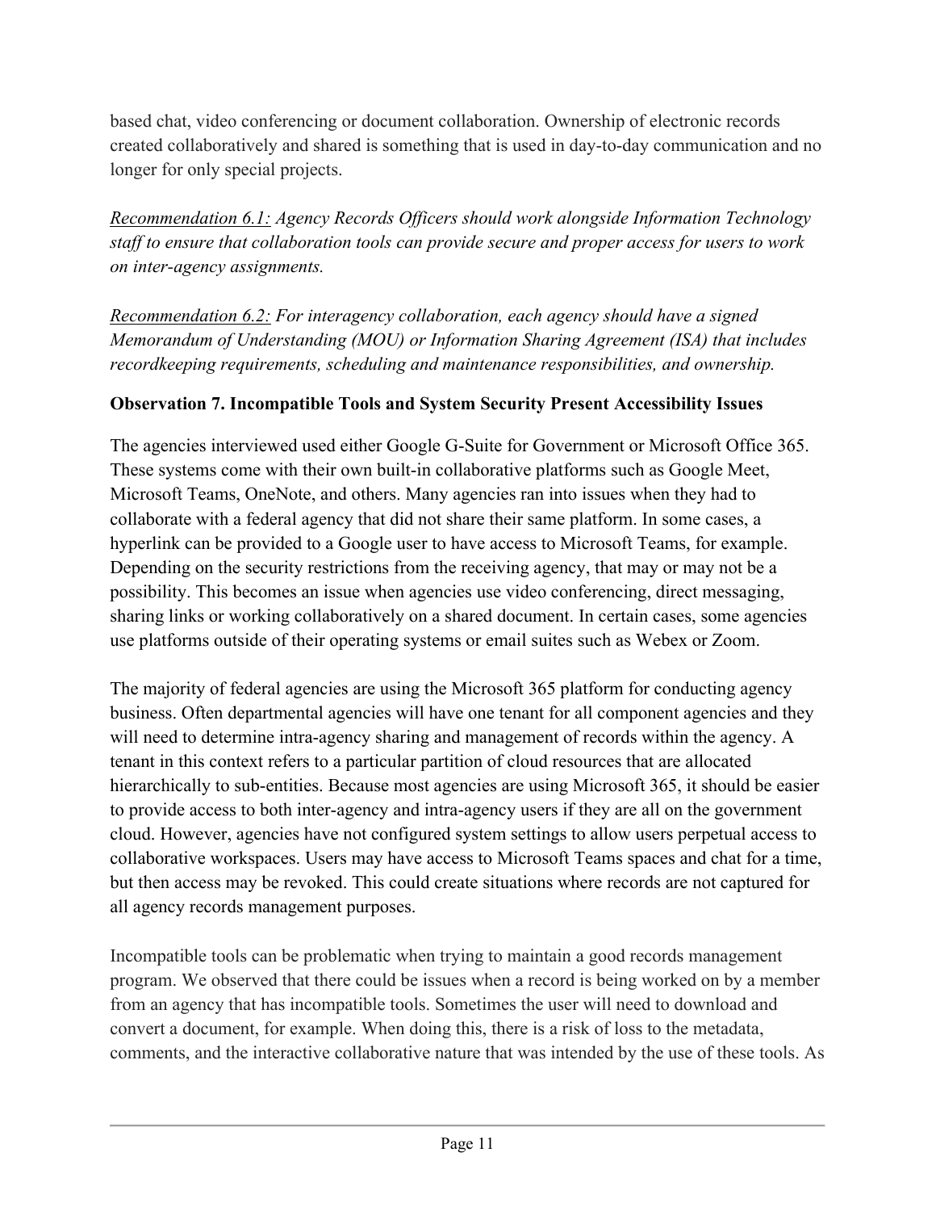based chat, video conferencing or document collaboration. Ownership of electronic records created collaboratively and shared is something that is used in day-to-day communication and no longer for only special projects.

<u>Recommendation 6.1:</u> *Agency Records Officers should work alongside Information Technology staff to ensure that collaboration tools can provide secure and proper access for users to work on inter-agency assignments.*

<u>Recommendation 6.2:</u> *For interagency collaboration, each agency should have a signed Memorandum of Understanding (MOU) or Information Sharing Agreement (ISA) that includes recordkeeping requirements, scheduling and maintenance responsibilities, and ownership.*

**Observation 7. Incompatible Tools and System Security Present Accessibility Issues**

The agencies interviewed used either Google G-Suite for Government or Microsoft Office 365. These systems come with their own built-in collaborative platforms such as Google Meet, Microsoft Teams, OneNote, and others. Many agencies ran into issues when they had to collaborate with a federal agency that did not share their same platform. In some cases, a hyperlink can be provided to a Google user to have access to Microsoft Teams, for example. Depending on the security restrictions from the receiving agency, that may or may not be a possibility. This becomes an issue when agencies use video conferencing, direct messaging, sharing links or working collaboratively on a shared document. In certain cases, some agencies use platforms outside of their operating systems or email suites such as Webex or Zoom.

The majority of federal agencies are using the Microsoft 365 platform for conducting agency business. Often departmental agencies will have one tenant for all component agencies and they will need to determine intra-agency sharing and management of records within the agency. A tenant in this context refers to a particular partition of cloud resources that are allocated hierarchically to sub-entities. Because most agencies are using Microsoft 365, it should be easier to provide access to both inter-agency and intra-agency users if they are all on the government cloud. However, agencies have not configured system settings to allow users perpetual access to collaborative workspaces. Users may have access to Microsoft Teams spaces and chat for a time, but then access may be revoked. This could create situations where records are not captured for all agency records management purposes.

Incompatible tools can be problematic when trying to maintain a good records management program. We observed that there could be issues when a record is being worked on by a member from an agency that has incompatible tools. Sometimes the user will need to download and convert a document, for example. When doing this, there is a risk of loss to the metadata, comments, and the interactive collaborative nature that was intended by the use of these tools. As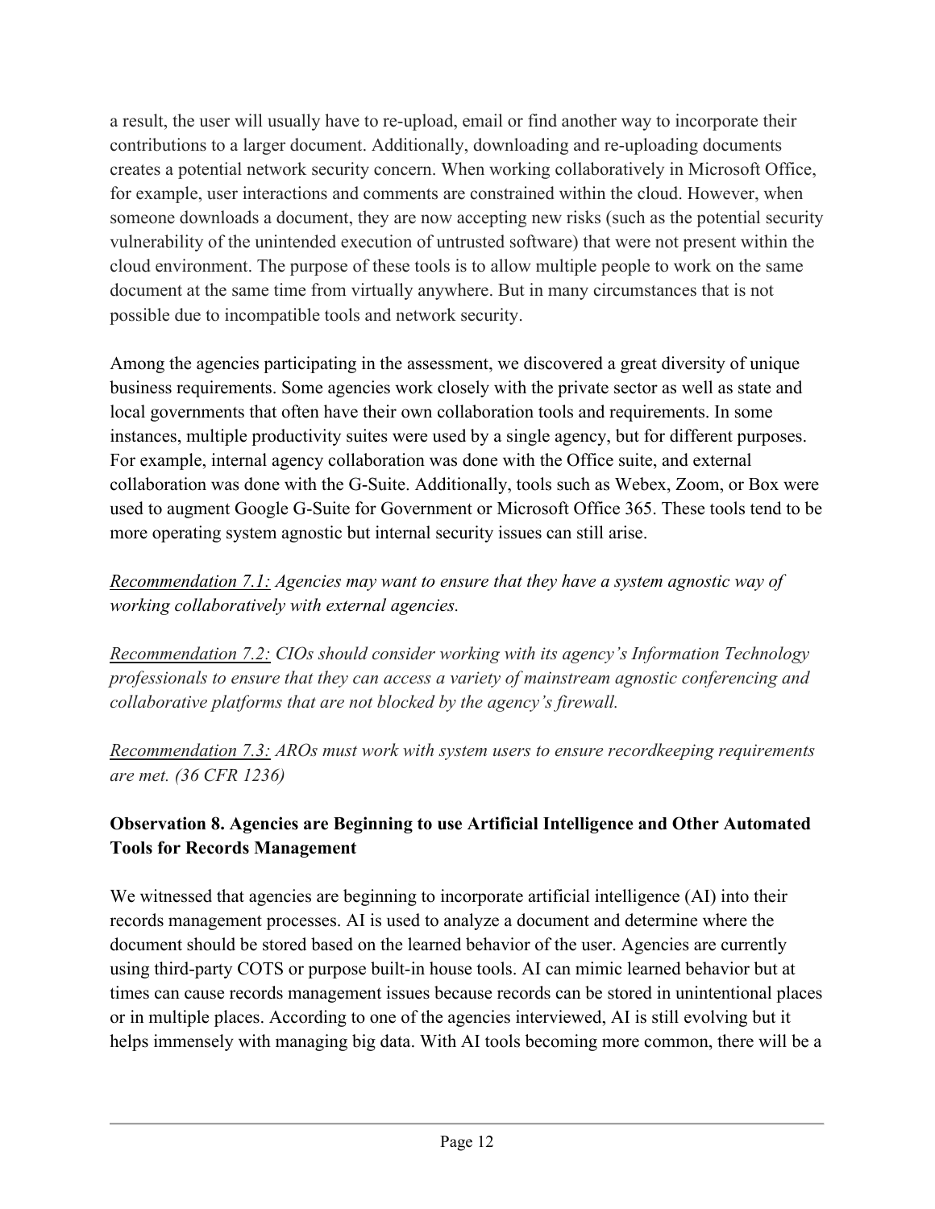a result, the user will usually have to re-upload, email or find another way to incorporate their contributions to a larger document. Additionally, downloading and re-uploading documents creates a potential network security concern. When working collaboratively in Microsoft Office, for example, user interactions and comments are constrained within the cloud. However, when someone downloads a document, they are now accepting new risks (such as the potential security vulnerability of the unintended execution of untrusted software) that were not present within the cloud environment. The purpose of these tools is to allow multiple people to work on the same document at the same time from virtually anywhere. But in many circumstances that is not possible due to incompatible tools and network security.

Among the agencies participating in the assessment, we discovered a great diversity of unique business requirements. Some agencies work closely with the private sector as well as state and local governments that often have their own collaboration tools and requirements. In some instances, multiple productivity suites were used by a single agency, but for different purposes. For example, internal agency collaboration was done with the Office suite, and external collaboration was done with the G-Suite. Additionally, tools such as Webex, Zoom, or Box were used to augment Google G-Suite for Government or Microsoft Office 365. These tools tend to be more operating system agnostic but internal security issues can still arise.

*Recommendation 7.1: Agencies may want to ensure that they have a system agnostic way of working collaboratively with external agencies.*

*Recommendation 7.2: CIOs should consider working with its agency's Information Technology professionals to ensure that they can access a variety of mainstream agnostic conferencing and collaborative platforms that are not blocked by the agency's firewall.*

*Recommendation 7.3: AROs must work with system users to ensure recordkeeping requirements are met. (36 CFR 1236)*

**Observation 8. Agencies are Beginning to use Artificial Intelligence and Other Automated Tools for Records Management**

We witnessed that agencies are beginning to incorporate artificial intelligence (AI) into their records management processes. AI is used to analyze a document and determine where the document should be stored based on the learned behavior of the user. Agencies are currently using third-party COTS or purpose built-in house tools. AI can mimic learned behavior but at times can cause records management issues because records can be stored in unintentional places or in multiple places. According to one of the agencies interviewed, AI is still evolving but it helps immensely with managing big data. With AI tools becoming more common, there will be a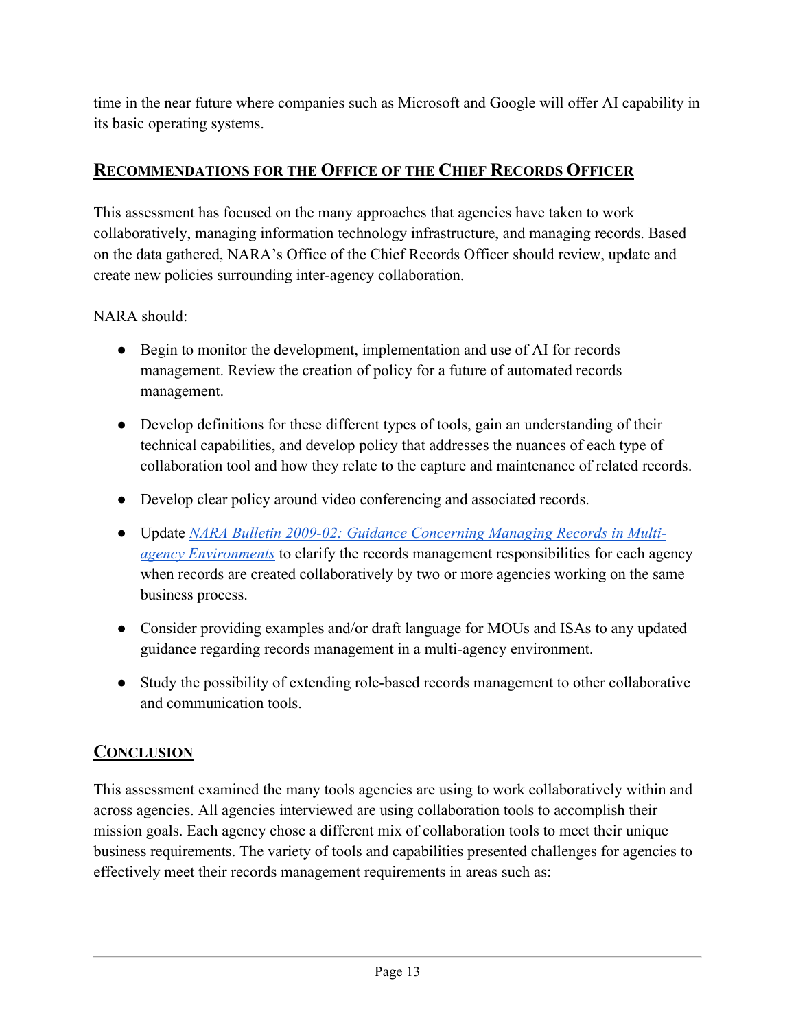time in the near future where companies such as Microsoft and Google will offer AI capability in its basic operating systems.

## Recommendations for the Office of the Chief Records Officer

This assessment has focused on the many approaches that agencies have taken to work collaboratively, managing information technology infrastructure, and managing records. Based on the data gathered, NARA's Office of the Chief Records Officer should review, update and create new policies surrounding inter-agency collaboration.

NARA should:

- Begin to monitor the development, implementation and use of AI for records management. Review the creation of policy for a future of automated records management.
- Develop definitions for these different types of tools, gain an understanding of their technical capabilities, and develop policy that addresses the nuances of each type of collaboration tool and how they relate to the capture and maintenance of related records.
- Develop clear policy around video conferencing and associated records.
- Update *NARA Bulletin 2009-02: Guidance Concerning Managing Records in Multi-agency Environments* to clarify the records management responsibilities for each agency when records are created collaboratively by two or more agencies working on the same business process.
- Consider providing examples and/or draft language for MOUs and ISAs to any updated guidance regarding records management in a multi-agency environment.
- Study the possibility of extending role-based records management to other collaborative and communication tools.

## Conclusion

This assessment examined the many tools agencies are using to work collaboratively within and across agencies. All agencies interviewed are using collaboration tools to accomplish their mission goals. Each agency chose a different mix of collaboration tools to meet their unique business requirements. The variety of tools and capabilities presented challenges for agencies to effectively meet their records management requirements in areas such as: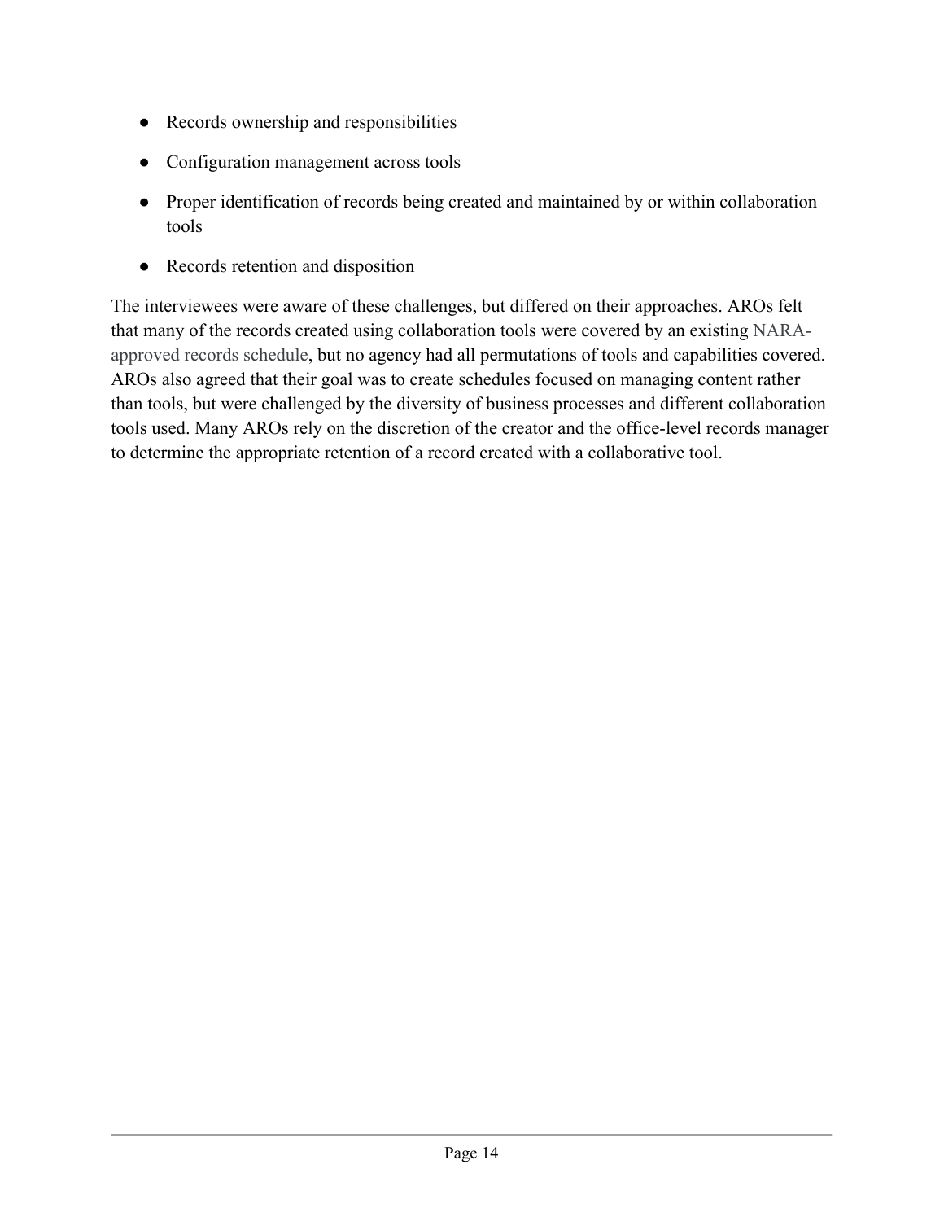- Records ownership and responsibilities
- Configuration management across tools
- Proper identification of records being created and maintained by or within collaboration tools
- Records retention and disposition

The interviewees were aware of these challenges, but differed on their approaches. AROs felt that many of the records created using collaboration tools were covered by an existing NARA-approved records schedule, but no agency had all permutations of tools and capabilities covered. AROs also agreed that their goal was to create schedules focused on managing content rather than tools, but were challenged by the diversity of business processes and different collaboration tools used. Many AROs rely on the discretion of the creator and the office-level records manager to determine the appropriate retention of a record created with a collaborative tool.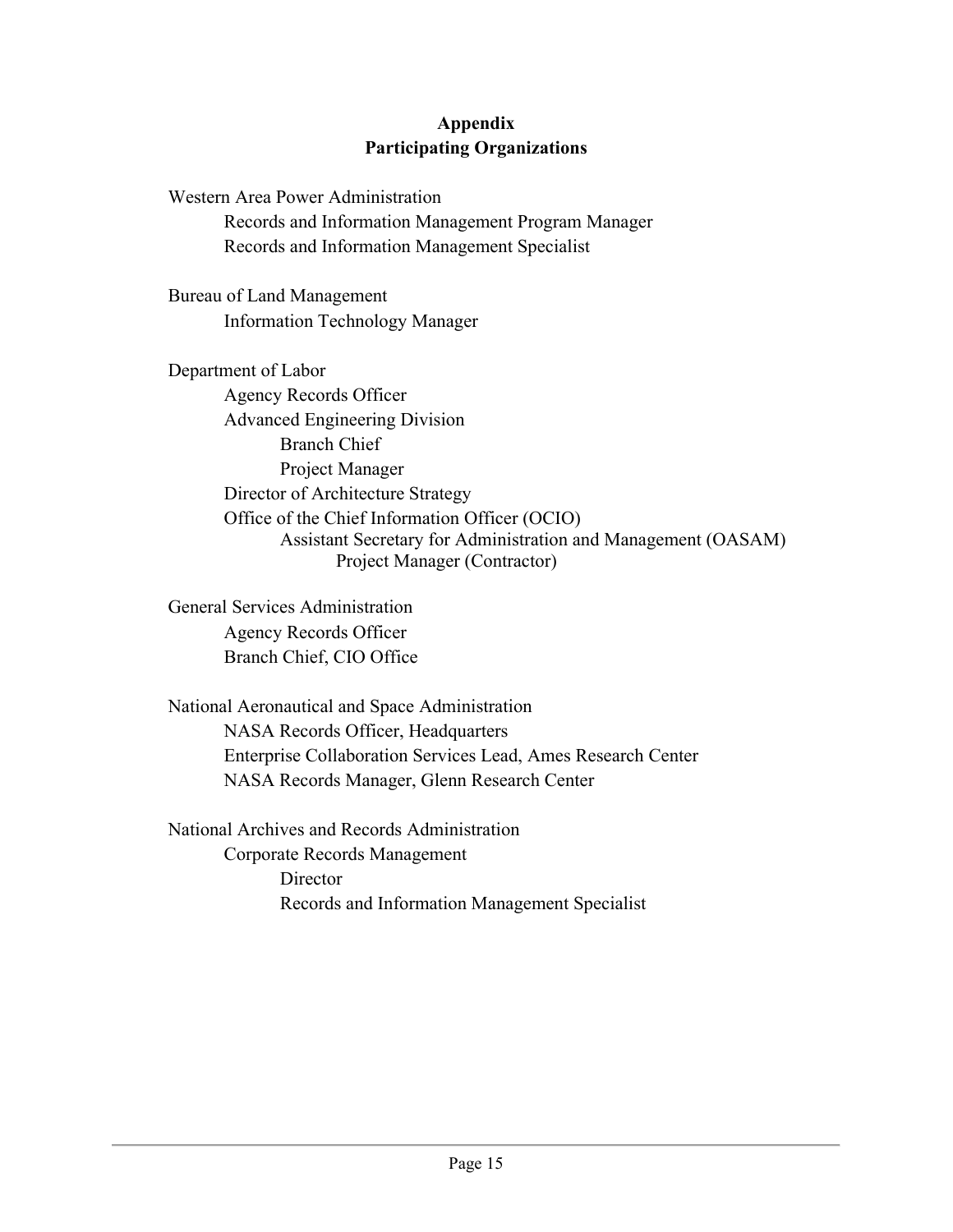# Appendix
## Participating Organizations

Western Area Power Administration
- Records and Information Management Program Manager
- Records and Information Management Specialist

Bureau of Land Management
- Information Technology Manager

Department of Labor
- Agency Records Officer
- Advanced Engineering Division
  - Branch Chief
  - Project Manager
- Director of Architecture Strategy
- Office of the Chief Information Officer (OCIO)
  - Assistant Secretary for Administration and Management (OASAM)
    - Project Manager (Contractor)

General Services Administration
- Agency Records Officer
- Branch Chief, CIO Office

National Aeronautical and Space Administration
- NASA Records Officer, Headquarters
- Enterprise Collaboration Services Lead, Ames Research Center
- NASA Records Manager, Glenn Research Center

National Archives and Records Administration
- Corporate Records Management
  - Director
  - Records and Information Management Specialist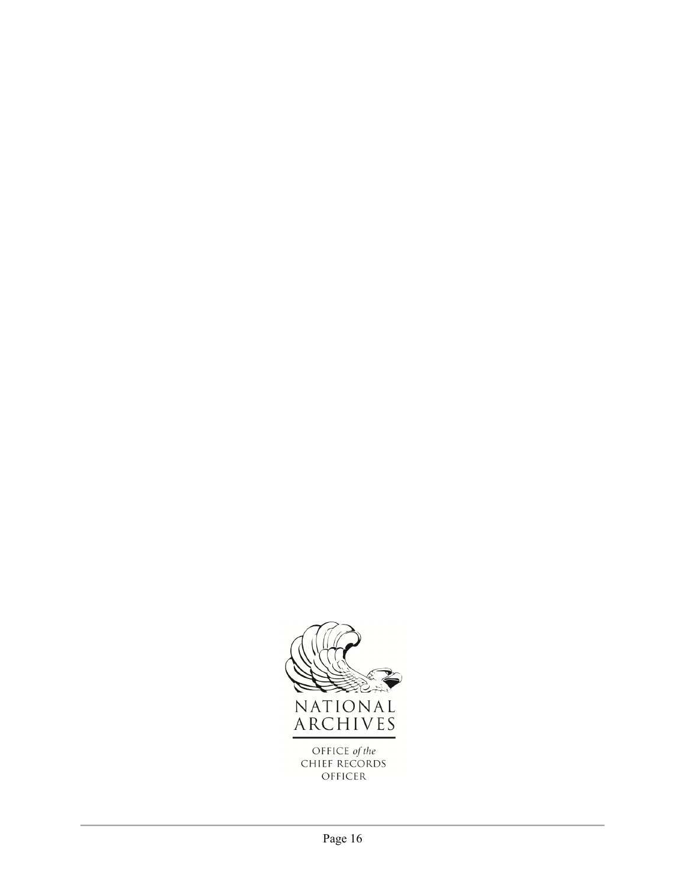NATIONAL ARCHIVES

OFFICE *of the* CHIEF RECORDS OFFICER